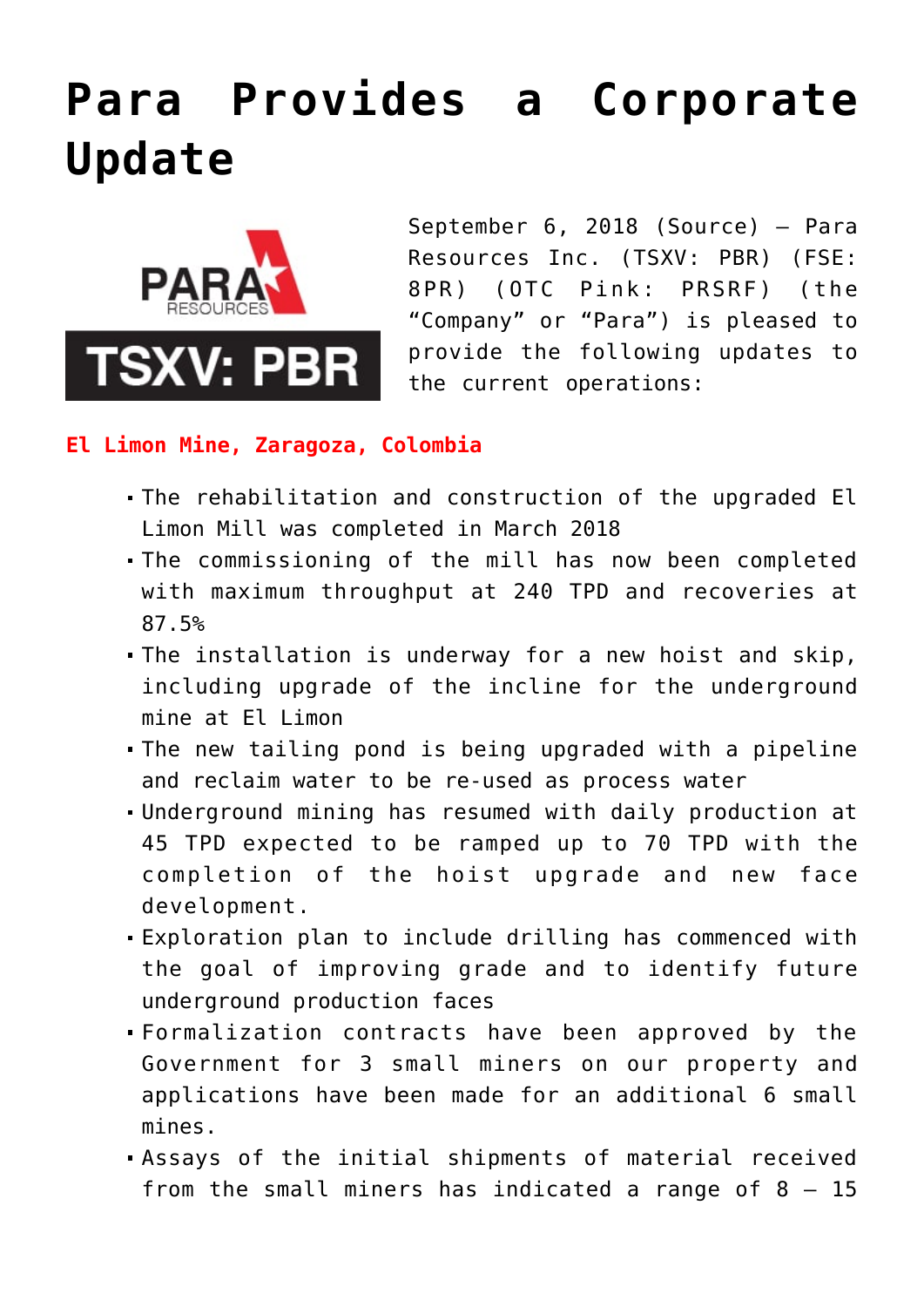# Para Provides a Corporate Update

September 6, 2018 (Source) – Para Resources Inc. (TSXV: PBR) (FSE: 8PR) (OTC Pink: PRSRF) (the "Company" or "Para") is pleased to provide the following updates to the current operations:

## El Limon Mine, Zaragoza, Colombia

- The rehabilitation and construction of the upgraded El Limon Mill was completed in March 2018
- The commissioning of the mill has now been completed with maximum throughput at 240 TPD and recoveries at 87.5%
- The installation is underway for a new hoist and skip, including upgrade of the incline for the underground mine at El Limon
- The new tailing pond is being upgraded with a pipeline and reclaim water to be re-used as process water
- Underground mining has resumed with daily production at 45 TPD expected to be ramped up to 70 TPD with the completion of the hoist upgrade and new face development.
- Exploration plan to include drilling has commenced with the goal of improving grade and to identify future underground production faces
- Formalization contracts have been approved by the Government for 3 small miners on our property and applications have been made for an additional 6 small mines.
- Assays of the initial shipments of material received from the small miners has indicated a range of 8 – 15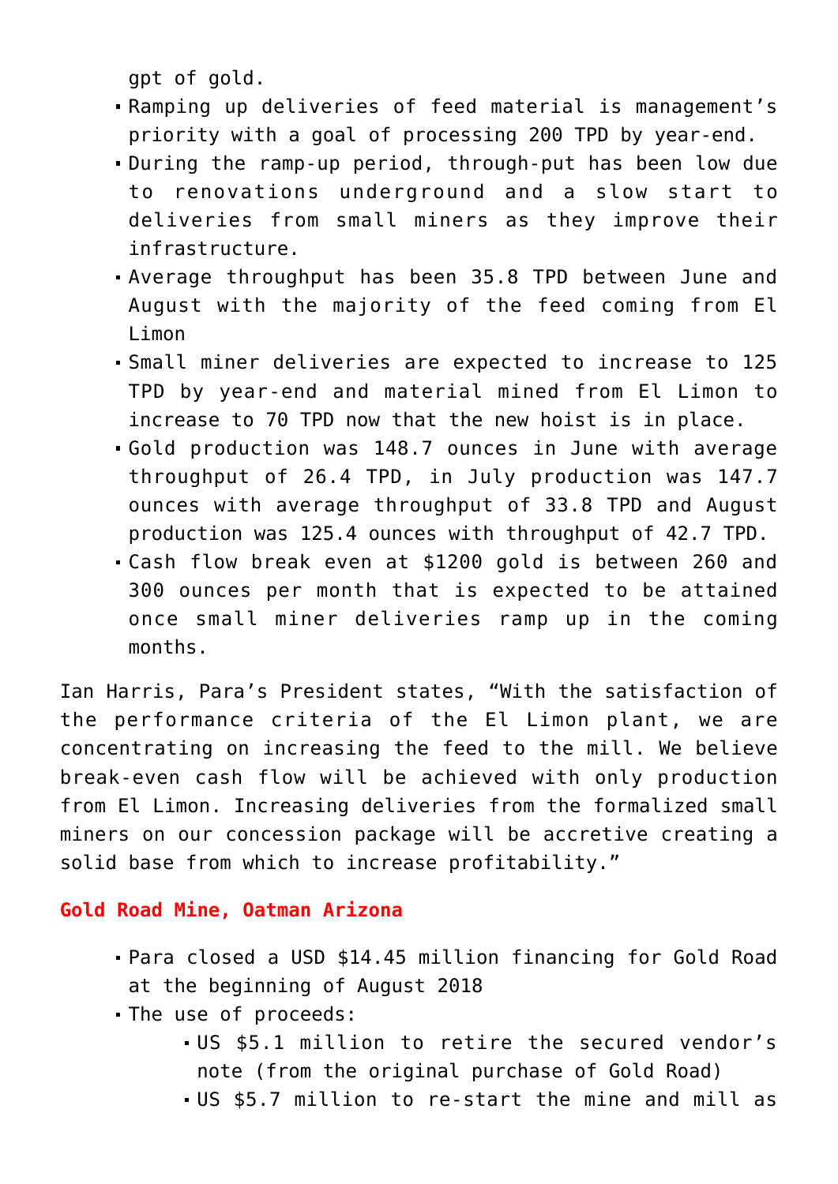gpt of gold.

- Ramping up deliveries of feed material is management's priority with a goal of processing 200 TPD by year-end.
- During the ramp-up period, through-put has been low due to renovations underground and a slow start to deliveries from small miners as they improve their infrastructure.
- Average throughput has been 35.8 TPD between June and August with the majority of the feed coming from El Limon
- Small miner deliveries are expected to increase to 125 TPD by year-end and material mined from El Limon to increase to 70 TPD now that the new hoist is in place.
- Gold production was 148.7 ounces in June with average throughput of 26.4 TPD, in July production was 147.7 ounces with average throughput of 33.8 TPD and August production was 125.4 ounces with throughput of 42.7 TPD.
- Cash flow break even at $1200 gold is between 260 and 300 ounces per month that is expected to be attained once small miner deliveries ramp up in the coming months.

Ian Harris, Para's President states, "With the satisfaction of the performance criteria of the El Limon plant, we are concentrating on increasing the feed to the mill. We believe break-even cash flow will be achieved with only production from El Limon. Increasing deliveries from the formalized small miners on our concession package will be accretive creating a solid base from which to increase profitability."

**Gold Road Mine, Oatman Arizona**

- Para closed a USD $14.45 million financing for Gold Road at the beginning of August 2018
- The use of proceeds:
  - US $5.1 million to retire the secured vendor's note (from the original purchase of Gold Road)
  - US $5.7 million to re-start the mine and mill as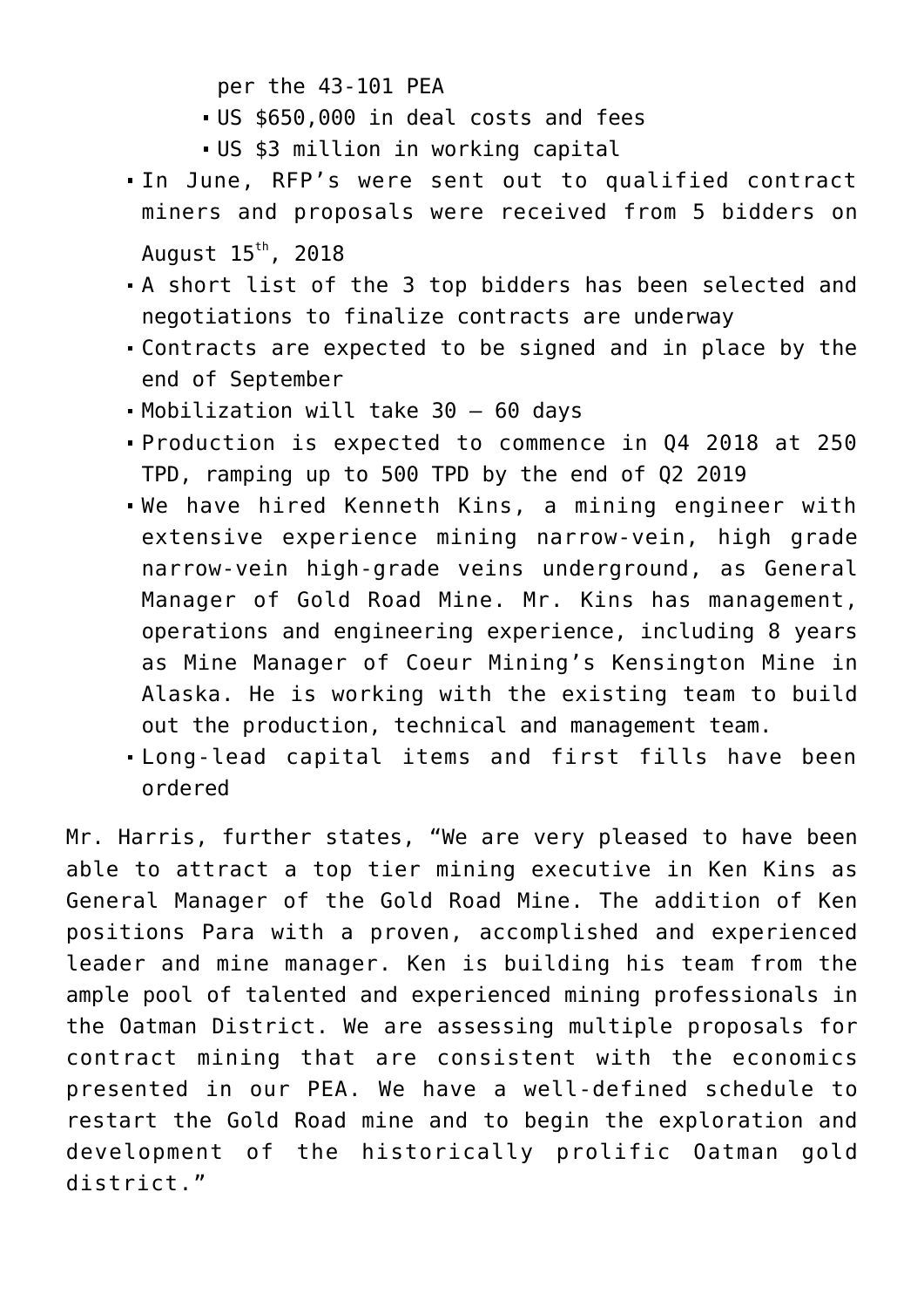per the 43-101 PEA
    - US $650,000 in deal costs and fees
    - US $3 million in working capital
- In June, RFP's were sent out to qualified contract miners and proposals were received from 5 bidders on August 15th, 2018
- A short list of the 3 top bidders has been selected and negotiations to finalize contracts are underway
- Contracts are expected to be signed and in place by the end of September
- Mobilization will take 30 – 60 days
- Production is expected to commence in Q4 2018 at 250 TPD, ramping up to 500 TPD by the end of Q2 2019
- We have hired Kenneth Kins, a mining engineer with extensive experience mining narrow-vein, high grade narrow-vein high-grade veins underground, as General Manager of Gold Road Mine. Mr. Kins has management, operations and engineering experience, including 8 years as Mine Manager of Coeur Mining's Kensington Mine in Alaska. He is working with the existing team to build out the production, technical and management team.
- Long-lead capital items and first fills have been ordered

Mr. Harris, further states, "We are very pleased to have been able to attract a top tier mining executive in Ken Kins as General Manager of the Gold Road Mine. The addition of Ken positions Para with a proven, accomplished and experienced leader and mine manager. Ken is building his team from the ample pool of talented and experienced mining professionals in the Oatman District. We are assessing multiple proposals for contract mining that are consistent with the economics presented in our PEA. We have a well-defined schedule to restart the Gold Road mine and to begin the exploration and development of the historically prolific Oatman gold district."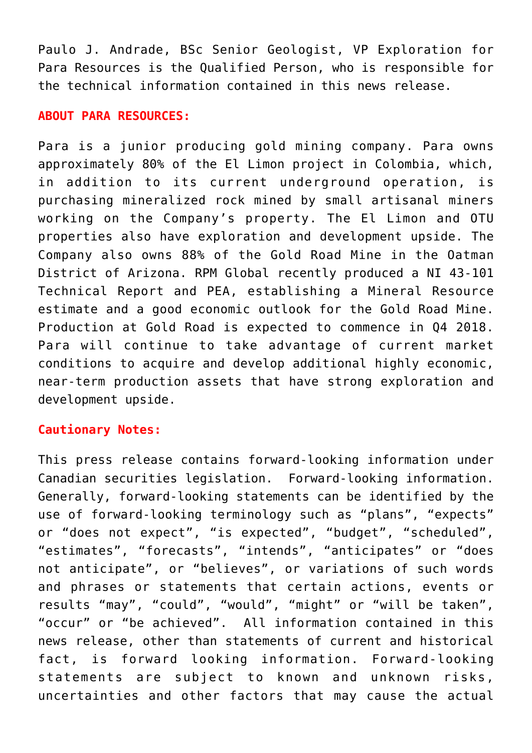Paulo J. Andrade, BSc Senior Geologist, VP Exploration for Para Resources is the Qualified Person, who is responsible for the technical information contained in this news release.

**ABOUT PARA RESOURCES:**

Para is a junior producing gold mining company. Para owns approximately 80% of the El Limon project in Colombia, which, in addition to its current underground operation, is purchasing mineralized rock mined by small artisanal miners working on the Company's property. The El Limon and OTU properties also have exploration and development upside. The Company also owns 88% of the Gold Road Mine in the Oatman District of Arizona. RPM Global recently produced a NI 43-101 Technical Report and PEA, establishing a Mineral Resource estimate and a good economic outlook for the Gold Road Mine. Production at Gold Road is expected to commence in Q4 2018. Para will continue to take advantage of current market conditions to acquire and develop additional highly economic, near-term production assets that have strong exploration and development upside.

**Cautionary Notes:**

This press release contains forward-looking information under Canadian securities legislation. Forward-looking information. Generally, forward-looking statements can be identified by the use of forward-looking terminology such as "plans", "expects" or "does not expect", "is expected", "budget", "scheduled", "estimates", "forecasts", "intends", "anticipates" or "does not anticipate", or "believes", or variations of such words and phrases or statements that certain actions, events or results "may", "could", "would", "might" or "will be taken", "occur" or "be achieved". All information contained in this news release, other than statements of current and historical fact, is forward looking information. Forward-looking statements are subject to known and unknown risks, uncertainties and other factors that may cause the actual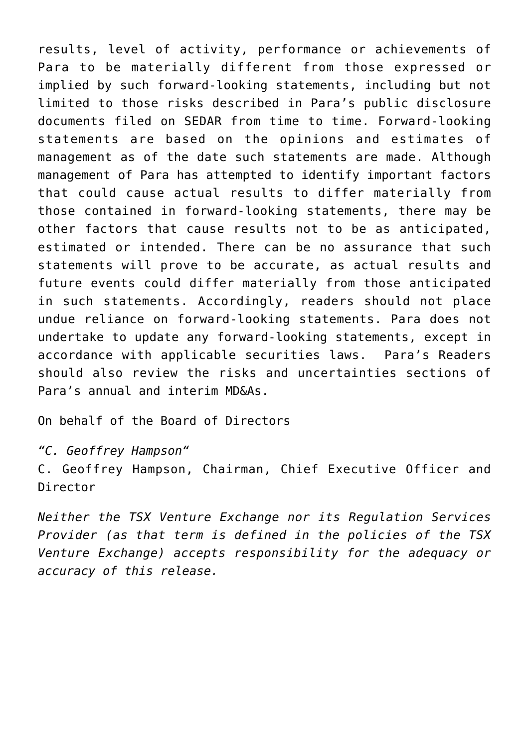results, level of activity, performance or achievements of Para to be materially different from those expressed or implied by such forward-looking statements, including but not limited to those risks described in Para's public disclosure documents filed on SEDAR from time to time. Forward-looking statements are based on the opinions and estimates of management as of the date such statements are made. Although management of Para has attempted to identify important factors that could cause actual results to differ materially from those contained in forward-looking statements, there may be other factors that cause results not to be as anticipated, estimated or intended. There can be no assurance that such statements will prove to be accurate, as actual results and future events could differ materially from those anticipated in such statements. Accordingly, readers should not place undue reliance on forward-looking statements. Para does not undertake to update any forward-looking statements, except in accordance with applicable securities laws.  Para's Readers should also review the risks and uncertainties sections of Para's annual and interim MD&As.

On behalf of the Board of Directors

*"C. Geoffrey Hampson"*
C. Geoffrey Hampson, Chairman, Chief Executive Officer and Director

*Neither the TSX Venture Exchange nor its Regulation Services Provider (as that term is defined in the policies of the TSX Venture Exchange) accepts responsibility for the adequacy or accuracy of this release.*